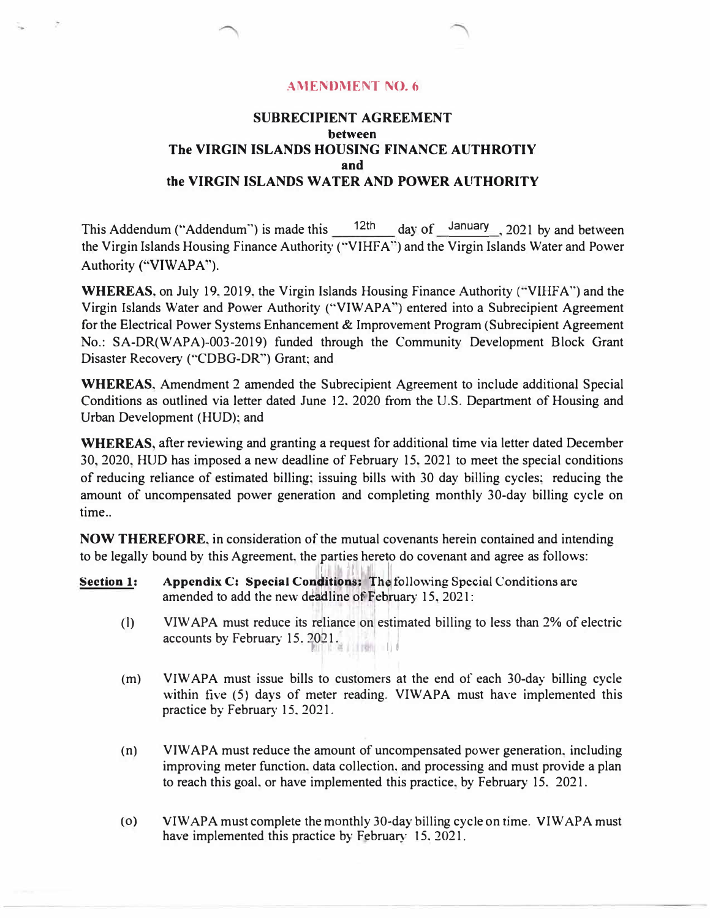# AMENDMENT NO. 6

## SUBRECIPIENT AGREEMENT
**between**
**The VIRGIN ISLANDS HOUSING FINANCE AUTHROTIY**
**and**
**the VIRGIN ISLANDS WATER AND POWER AUTHORITY**

This Addendum ("Addendum") is made this 12th day of January, 2021 by and between the Virgin Islands Housing Finance Authority ("VIHFA") and the Virgin Islands Water and Power Authority ("VIWAPA").

**WHEREAS**, on July 19, 2019, the Virgin Islands Housing Finance Authority ("VIHFA") and the Virgin Islands Water and Power Authority ("VIWAPA") entered into a Subrecipient Agreement for the Electrical Power Systems Enhancement & Improvement Program (Subrecipient Agreement No.: SA-DR(WAPA)-003-2019) funded through the Community Development Block Grant Disaster Recovery ("CDBG-DR") Grant; and

**WHEREAS**, Amendment 2 amended the Subrecipient Agreement to include additional Special Conditions as outlined via letter dated June 12, 2020 from the U.S. Department of Housing and Urban Development (HUD); and

**WHEREAS**, after reviewing and granting a request for additional time via letter dated December 30, 2020, HUD has imposed a new deadline of February 15, 2021 to meet the special conditions of reducing reliance of estimated billing; issuing bills with 30 day billing cycles; reducing the amount of uncompensated power generation and completing monthly 30-day billing cycle on time..

**NOW THEREFORE**, in consideration of the mutual covenants herein contained and intending to be legally bound by this Agreement, the parties hereto do covenant and agree as follows:

**Section 1:** **Appendix C: Special Conditions:** The following Special Conditions are amended to add the new deadline of February 15, 2021:

(l) VIWAPA must reduce its reliance on estimated billing to less than 2% of electric accounts by February 15, 2021.

(m) VIWAPA must issue bills to customers at the end of each 30-day billing cycle within five (5) days of meter reading. VIWAPA must have implemented this practice by February 15, 2021.

(n) VIWAPA must reduce the amount of uncompensated power generation, including improving meter function, data collection, and processing and must provide a plan to reach this goal, or have implemented this practice, by February 15, 2021.

(o) VIWAPA must complete the monthly 30-day billing cycle on time. VIWAPA must have implemented this practice by February 15, 2021.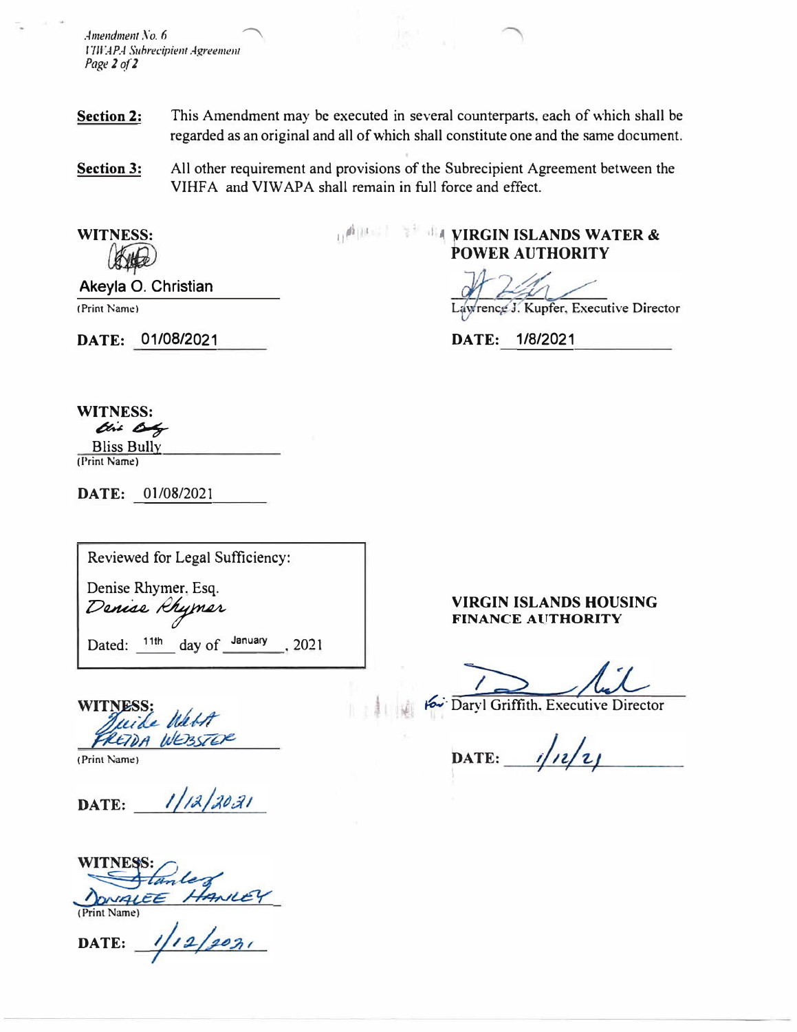**Section 2:** This Amendment may be executed in several counterparts, each of which shall be regarded as an original and all of which shall constitute one and the same document.

**Section 3:** All other requirement and provisions of the Subrecipient Agreement between the VIHFA and VIWAPA shall remain in full force and effect.

**WITNESS:**

Akeyla O. Christian
(Print Name)

**DATE:** 01/08/2021

**VIRGIN ISLANDS WATER & POWER AUTHORITY**

Lawrence J. Kupfer, Executive Director

**DATE:** 1/8/2021

**WITNESS:**

Bliss Bully
(Print Name)

**DATE:** 01/08/2021

Reviewed for Legal Sufficiency:

Denise Rhymer, Esq.
*Denise Rhymer*

Dated: 11th day of January, 2021

**VIRGIN ISLANDS HOUSING FINANCE AUTHORITY**

For: Daryl Griffith, Executive Director

**DATE:** 1/12/21

**WITNESS:**

FREIDA WEBSTER
(Print Name)

**DATE:** 1/12/2021

**WITNESS:**

DONALEE HANLEY
(Print Name)

**DATE:** 1/12/2021